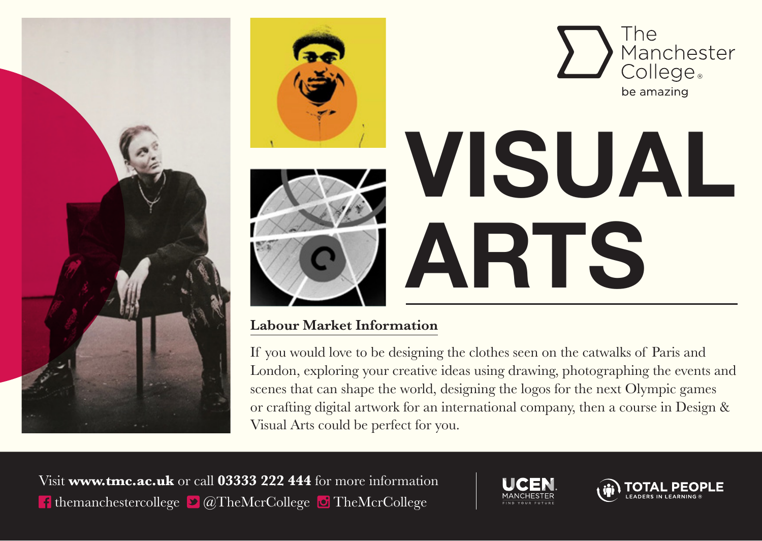The Manchester College
be amazing

# VISUAL ARTS

## Labour Market Information

If you would love to be designing the clothes seen on the catwalks of Paris and London, exploring your creative ideas using drawing, photographing the events and scenes that can shape the world, designing the logos for the next Olympic games or crafting digital artwork for an international company, then a course in Design & Visual Arts could be perfect for you.

Visit **www.tmc.ac.uk** or call **03333 222 444** for more information
themanchestercollege @TheMcrCollege TheMcrCollege

UCEN MANCHESTER FIND YOUR FUTURE

TOTAL PEOPLE LEADERS IN LEARNING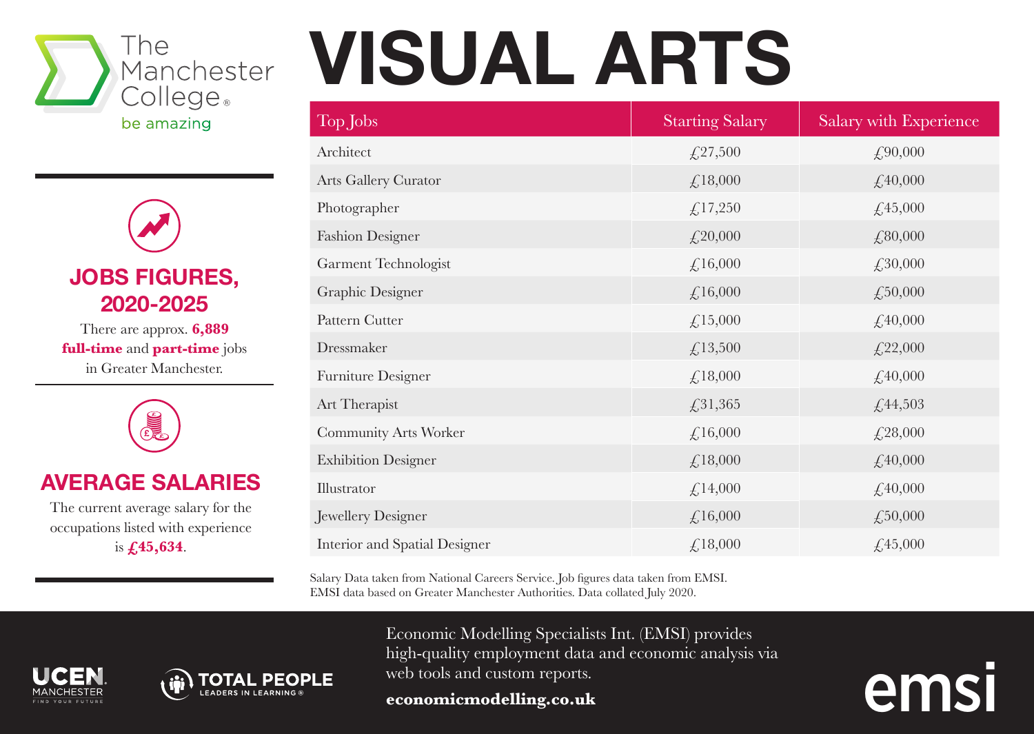The Manchester College

be amazing

# VISUAL ARTS

## JOBS FIGURES, 2020-2025

There are approx. **6,889 full-time** and **part-time** jobs in Greater Manchester.

## AVERAGE SALARIES

The current average salary for the occupations listed with experience is **£45,634**.

| Top Jobs | Starting Salary | Salary with Experience |
|---|---|---|
| Architect | £27,500 | £90,000 |
| Arts Gallery Curator | £18,000 | £40,000 |
| Photographer | £17,250 | £45,000 |
| Fashion Designer | £20,000 | £80,000 |
| Garment Technologist | £16,000 | £30,000 |
| Graphic Designer | £16,000 | £50,000 |
| Pattern Cutter | £15,000 | £40,000 |
| Dressmaker | £13,500 | £22,000 |
| Furniture Designer | £18,000 | £40,000 |
| Art Therapist | £31,365 | £44,503 |
| Community Arts Worker | £16,000 | £28,000 |
| Exhibition Designer | £18,000 | £40,000 |
| Illustrator | £14,000 | £40,000 |
| Jewellery Designer | £16,000 | £50,000 |
| Interior and Spatial Designer | £18,000 | £45,000 |

Salary Data taken from National Careers Service. Job figures data taken from EMSI.
EMSI data based on Greater Manchester Authorities. Data collated July 2020.

UCEN MANCHESTER FIND YOUR FUTURE

TOTAL PEOPLE LEADERS IN LEARNING®

Economic Modelling Specialists Int. (EMSI) provides high-quality employment data and economic analysis via web tools and custom reports.

**economicmodelling.co.uk**

emsi